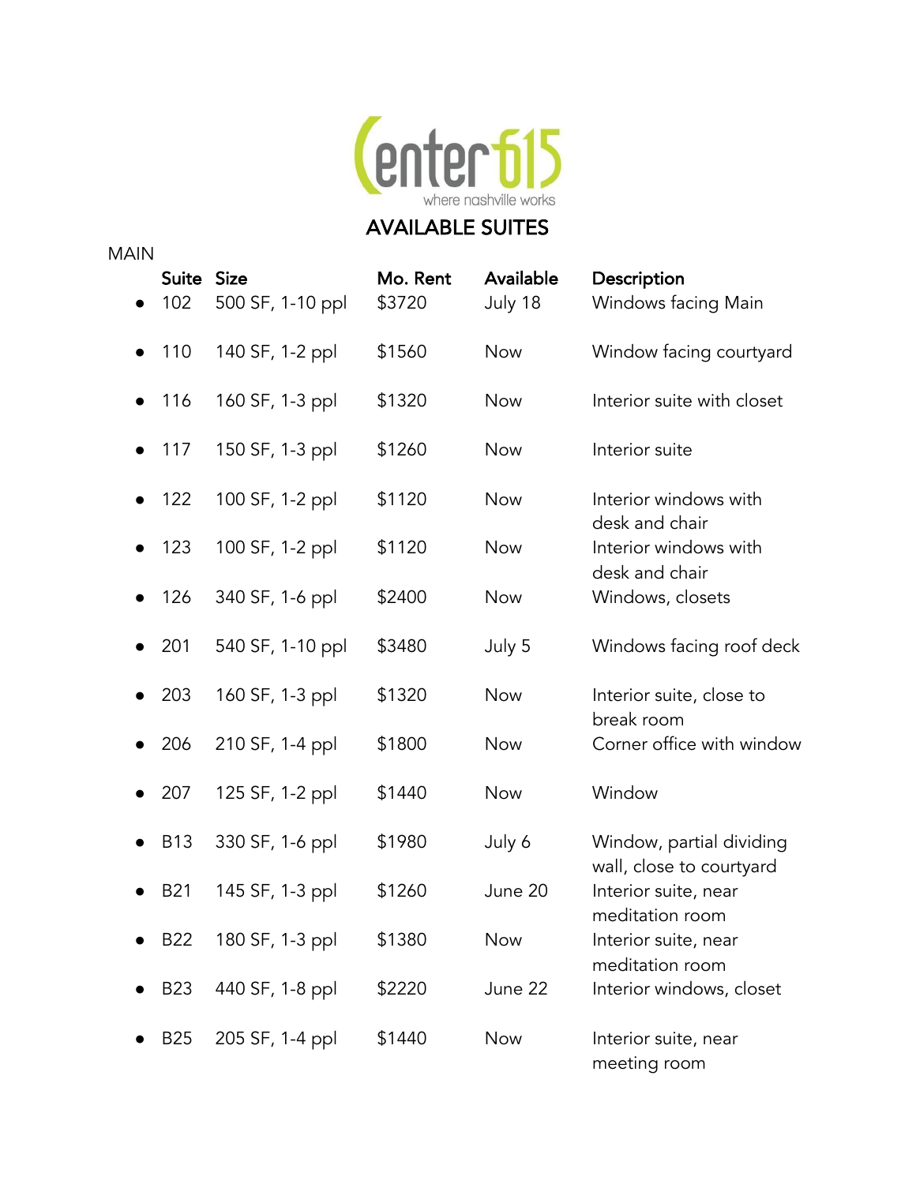# Center 615

where nashville works

## AVAILABLE SUITES

MAIN

| Suite | Size | Mo. Rent | Available | Description |
|---|---|---|---|---|
| 102 | 500 SF, 1-10 ppl | $3720 | July 18 | Windows facing Main |
| 110 | 140 SF, 1-2 ppl | $1560 | Now | Window facing courtyard |
| 116 | 160 SF, 1-3 ppl | $1320 | Now | Interior suite with closet |
| 117 | 150 SF, 1-3 ppl | $1260 | Now | Interior suite |
| 122 | 100 SF, 1-2 ppl | $1120 | Now | Interior windows with desk and chair |
| 123 | 100 SF, 1-2 ppl | $1120 | Now | Interior windows with desk and chair |
| 126 | 340 SF, 1-6 ppl | $2400 | Now | Windows, closets |
| 201 | 540 SF, 1-10 ppl | $3480 | July 5 | Windows facing roof deck |
| 203 | 160 SF, 1-3 ppl | $1320 | Now | Interior suite, close to break room |
| 206 | 210 SF, 1-4 ppl | $1800 | Now | Corner office with window |
| 207 | 125 SF, 1-2 ppl | $1440 | Now | Window |
| B13 | 330 SF, 1-6 ppl | $1980 | July 6 | Window, partial dividing wall, close to courtyard |
| B21 | 145 SF, 1-3 ppl | $1260 | June 20 | Interior suite, near meditation room |
| B22 | 180 SF, 1-3 ppl | $1380 | Now | Interior suite, near meditation room |
| B23 | 440 SF, 1-8 ppl | $2220 | June 22 | Interior windows, closet |
| B25 | 205 SF, 1-4 ppl | $1440 | Now | Interior suite, near meeting room |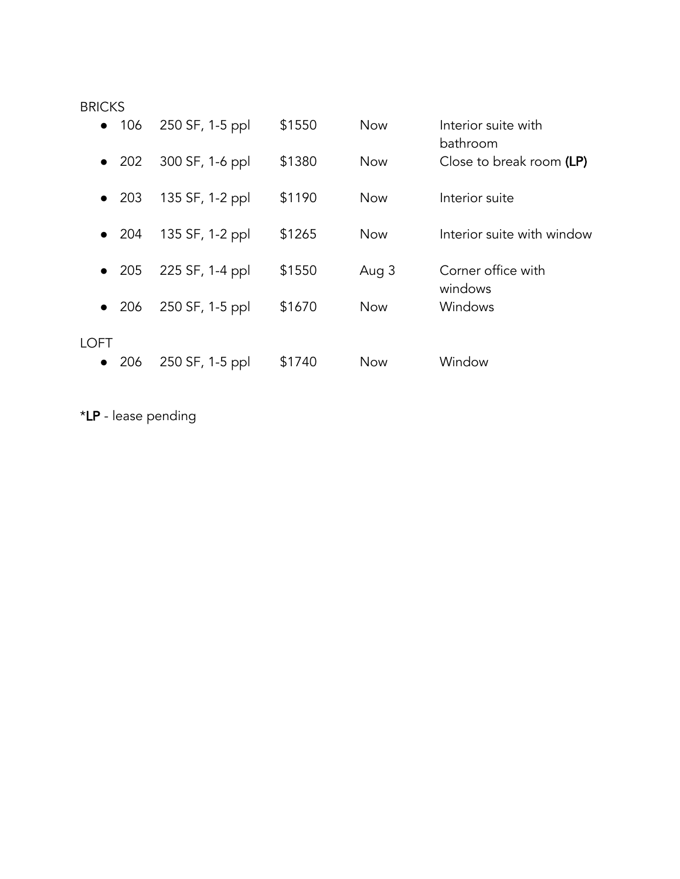BRICKS

| | | | | |
|---|---|---|---|---|
| 106 | 250 SF, 1-5 ppl | $1550 | Now | Interior suite with bathroom |
| 202 | 300 SF, 1-6 ppl | $1380 | Now | Close to break room **(LP)** |
| 203 | 135 SF, 1-2 ppl | $1190 | Now | Interior suite |
| 204 | 135 SF, 1-2 ppl | $1265 | Now | Interior suite with window |
| 205 | 225 SF, 1-4 ppl | $1550 | Aug 3 | Corner office with windows |
| 206 | 250 SF, 1-5 ppl | $1670 | Now | Windows |

LOFT

| | | | | |
|---|---|---|---|---|
| 206 | 250 SF, 1-5 ppl | $1740 | Now | Window |

***LP** - lease pending